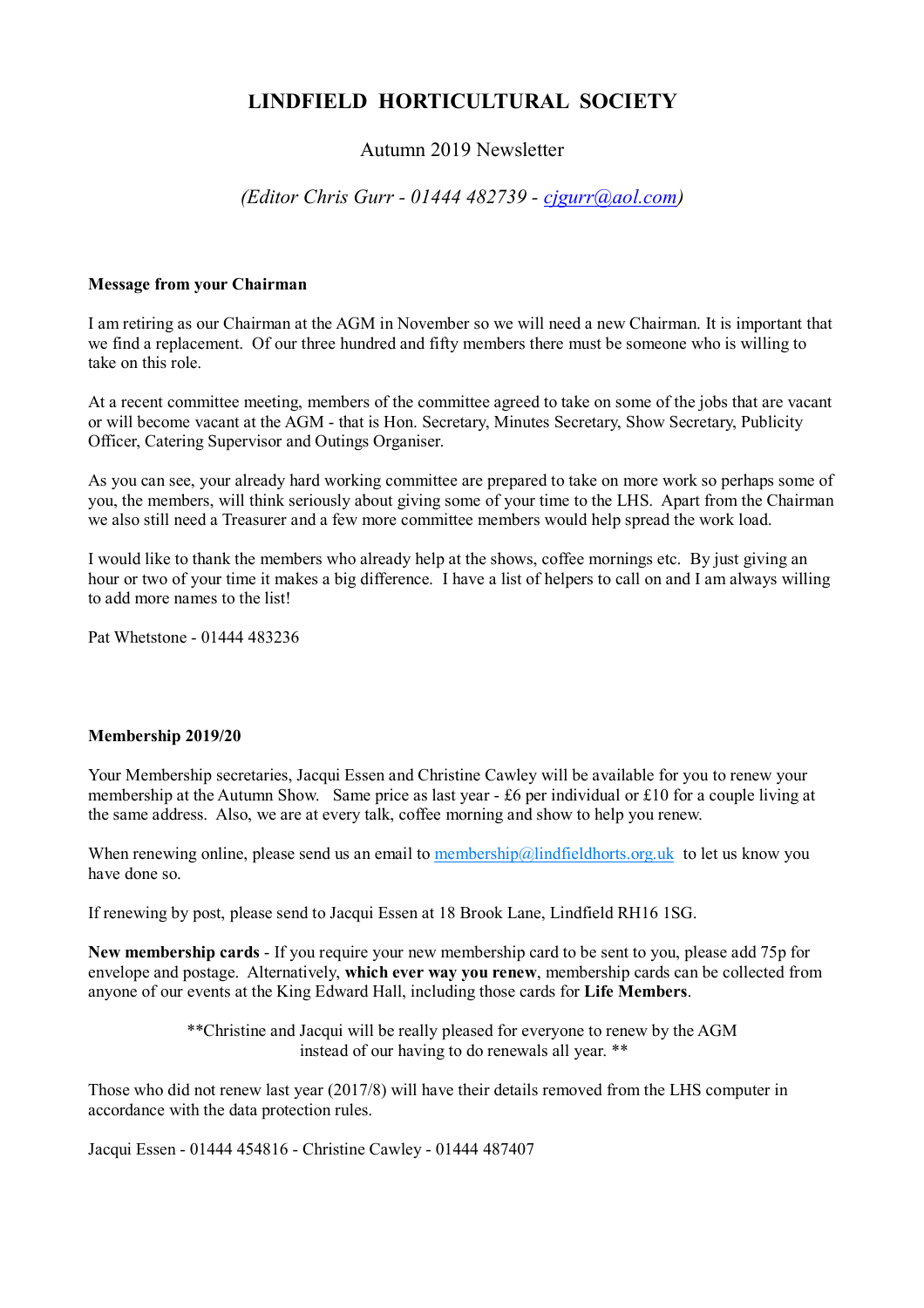# LINDFIELD HORTICULTURAL SOCIETY

Autumn 2019 Newsletter

*(Editor Chris Gurr - 01444 482739 - cjgurr@aol.com)*

**Message from your Chairman**

I am retiring as our Chairman at the AGM in November so we will need a new Chairman. It is important that we find a replacement. Of our three hundred and fifty members there must be someone who is willing to take on this role.

At a recent committee meeting, members of the committee agreed to take on some of the jobs that are vacant or will become vacant at the AGM - that is Hon. Secretary, Minutes Secretary, Show Secretary, Publicity Officer, Catering Supervisor and Outings Organiser.

As you can see, your already hard working committee are prepared to take on more work so perhaps some of you, the members, will think seriously about giving some of your time to the LHS. Apart from the Chairman we also still need a Treasurer and a few more committee members would help spread the work load.

I would like to thank the members who already help at the shows, coffee mornings etc. By just giving an hour or two of your time it makes a big difference. I have a list of helpers to call on and I am always willing to add more names to the list!

Pat Whetstone - 01444 483236

**Membership 2019/20**

Your Membership secretaries, Jacqui Essen and Christine Cawley will be available for you to renew your membership at the Autumn Show. Same price as last year - £6 per individual or £10 for a couple living at the same address. Also, we are at every talk, coffee morning and show to help you renew.

When renewing online, please send us an email to membership@lindfieldhorts.org.uk to let us know you have done so.

If renewing by post, please send to Jacqui Essen at 18 Brook Lane, Lindfield RH16 1SG.

**New membership cards** - If you require your new membership card to be sent to you, please add 75p for envelope and postage. Alternatively, **which ever way you renew**, membership cards can be collected from anyone of our events at the King Edward Hall, including those cards for **Life Members**.

**Christine and Jacqui will be really pleased for everyone to renew by the AGM instead of our having to do renewals all year. **

Those who did not renew last year (2017/8) will have their details removed from the LHS computer in accordance with the data protection rules.

Jacqui Essen - 01444 454816 - Christine Cawley - 01444 487407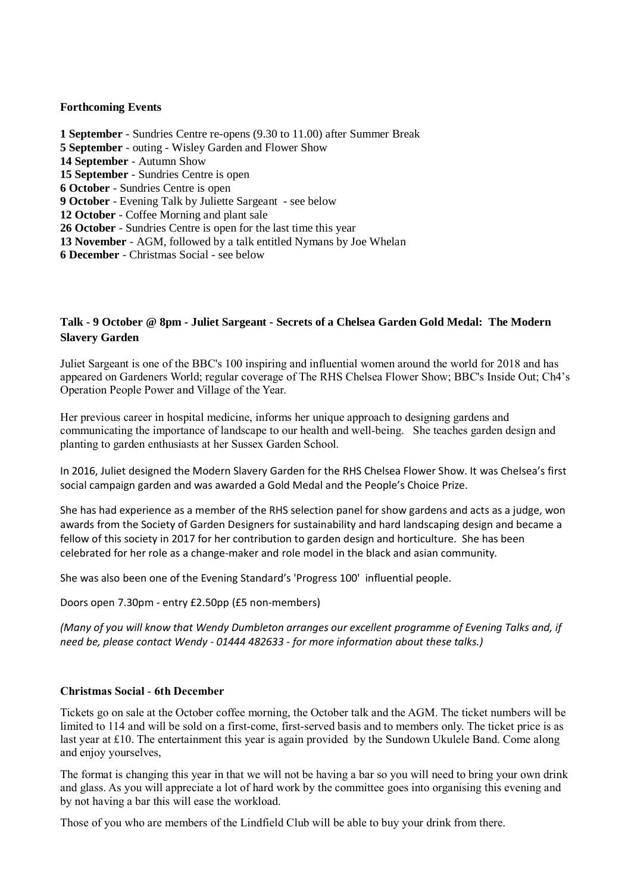**Forthcoming Events**

**1 September** - Sundries Centre re-opens (9.30 to 11.00) after Summer Break
**5 September** - outing - Wisley Garden and Flower Show
**14 September** - Autumn Show
**15 September** - Sundries Centre is open
**6 October** - Sundries Centre is open
**9 October** - Evening Talk by Juliette Sargeant - see below
**12 October** - Coffee Morning and plant sale
**26 October** - Sundries Centre is open for the last time this year
**13 November** - AGM, followed by a talk entitled Nymans by Joe Whelan
**6 December** - Christmas Social - see below

**Talk - 9 October @ 8pm - Juliet Sargeant - Secrets of a Chelsea Garden Gold Medal: The Modern Slavery Garden**

Juliet Sargeant is one of the BBC's 100 inspiring and influential women around the world for 2018 and has appeared on Gardeners World; regular coverage of The RHS Chelsea Flower Show; BBC's Inside Out; Ch4's Operation People Power and Village of the Year.

Her previous career in hospital medicine, informs her unique approach to designing gardens and communicating the importance of landscape to our health and well-being. She teaches garden design and planting to garden enthusiasts at her Sussex Garden School.

In 2016, Juliet designed the Modern Slavery Garden for the RHS Chelsea Flower Show. It was Chelsea's first social campaign garden and was awarded a Gold Medal and the People's Choice Prize.

She has had experience as a member of the RHS selection panel for show gardens and acts as a judge, won awards from the Society of Garden Designers for sustainability and hard landscaping design and became a fellow of this society in 2017 for her contribution to garden design and horticulture. She has been celebrated for her role as a change-maker and role model in the black and asian community.

She was also been one of the Evening Standard's 'Progress 100' influential people.

Doors open 7.30pm - entry £2.50pp (£5 non-members)

*(Many of you will know that Wendy Dumbleton arranges our excellent programme of Evening Talks and, if need be, please contact Wendy - 01444 482633 - for more information about these talks.)*

**Christmas Social - 6th December**

Tickets go on sale at the October coffee morning, the October talk and the AGM. The ticket numbers will be limited to 114 and will be sold on a first-come, first-served basis and to members only. The ticket price is as last year at £10. The entertainment this year is again provided by the Sundown Ukulele Band. Come along and enjoy yourselves,

The format is changing this year in that we will not be having a bar so you will need to bring your own drink and glass. As you will appreciate a lot of hard work by the committee goes into organising this evening and by not having a bar this will ease the workload.

Those of you who are members of the Lindfield Club will be able to buy your drink from there.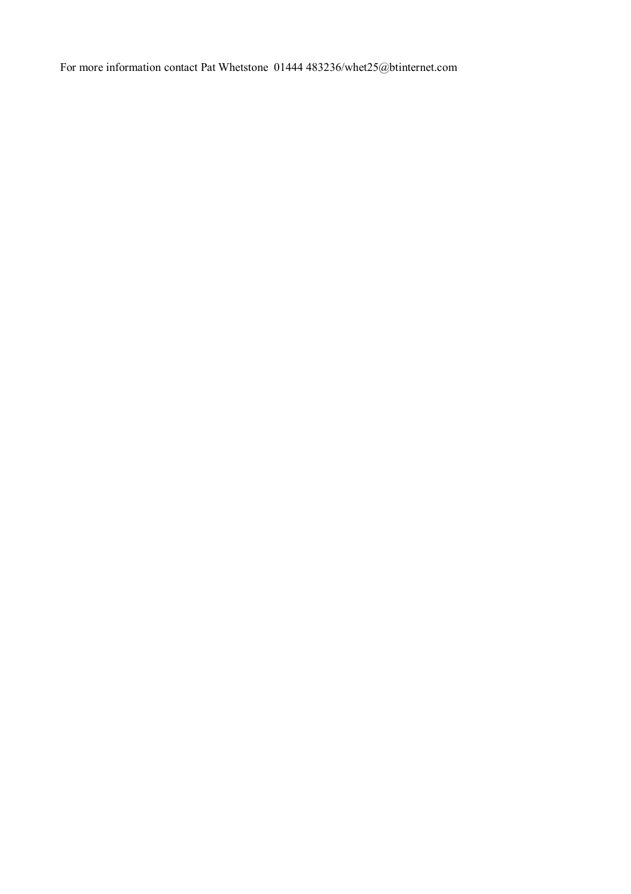For more information contact Pat Whetstone 01444 483236/whet25@btinternet.com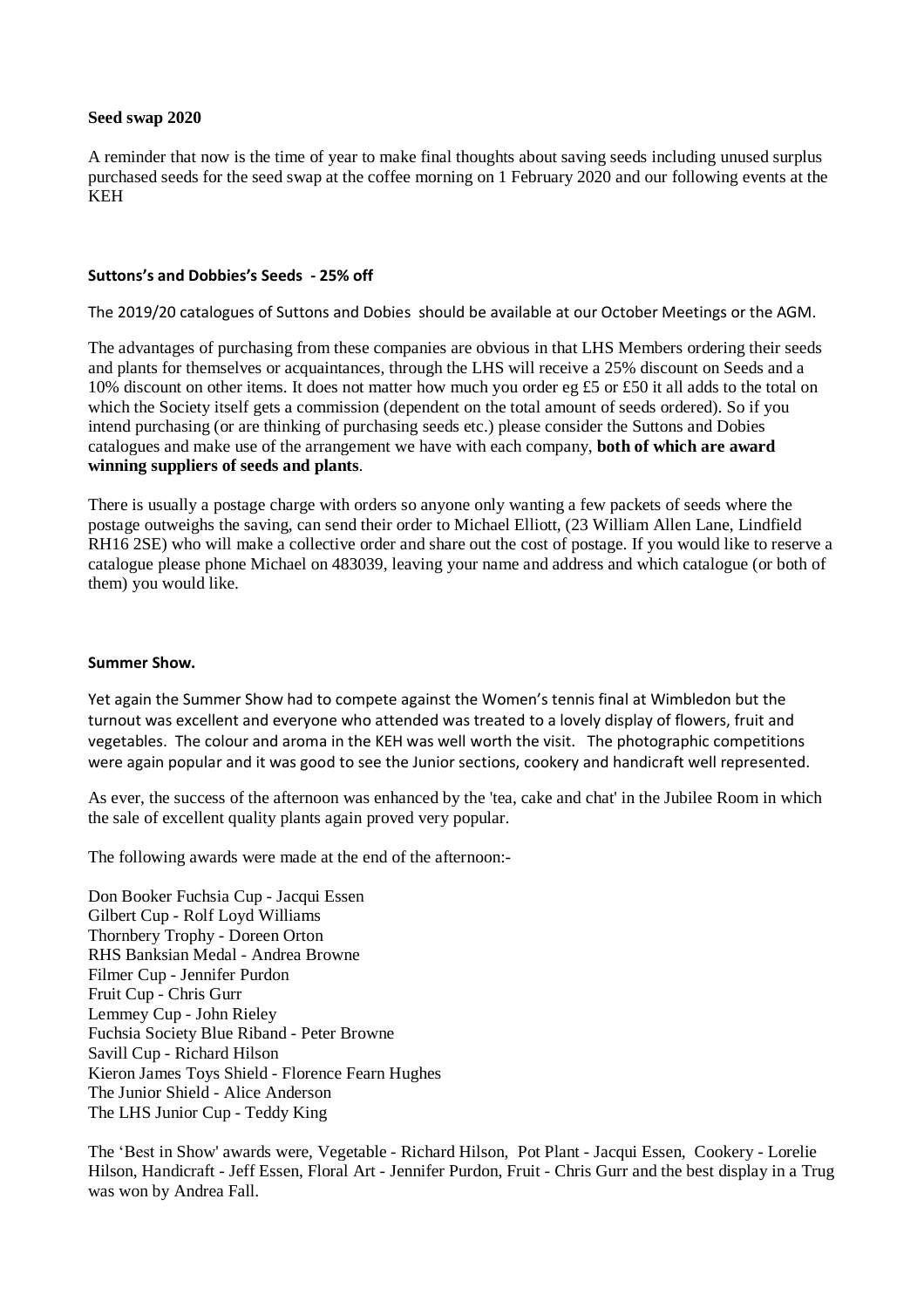**Seed swap 2020**

A reminder that now is the time of year to make final thoughts about saving seeds including unused surplus purchased seeds for the seed swap at the coffee morning on 1 February 2020 and our following events at the KEH

**Suttons's and Dobbies's Seeds - 25% off**

The 2019/20 catalogues of Suttons and Dobies should be available at our October Meetings or the AGM.

The advantages of purchasing from these companies are obvious in that LHS Members ordering their seeds and plants for themselves or acquaintances, through the LHS will receive a 25% discount on Seeds and a 10% discount on other items. It does not matter how much you order eg £5 or £50 it all adds to the total on which the Society itself gets a commission (dependent on the total amount of seeds ordered). So if you intend purchasing (or are thinking of purchasing seeds etc.) please consider the Suttons and Dobies catalogues and make use of the arrangement we have with each company, **both of which are award winning suppliers of seeds and plants**.

There is usually a postage charge with orders so anyone only wanting a few packets of seeds where the postage outweighs the saving, can send their order to Michael Elliott, (23 William Allen Lane, Lindfield RH16 2SE) who will make a collective order and share out the cost of postage. If you would like to reserve a catalogue please phone Michael on 483039, leaving your name and address and which catalogue (or both of them) you would like.

**Summer Show.**

Yet again the Summer Show had to compete against the Women's tennis final at Wimbledon but the turnout was excellent and everyone who attended was treated to a lovely display of flowers, fruit and vegetables. The colour and aroma in the KEH was well worth the visit. The photographic competitions were again popular and it was good to see the Junior sections, cookery and handicraft well represented.

As ever, the success of the afternoon was enhanced by the 'tea, cake and chat' in the Jubilee Room in which the sale of excellent quality plants again proved very popular.

The following awards were made at the end of the afternoon:-

Don Booker Fuchsia Cup - Jacqui Essen
Gilbert Cup - Rolf Loyd Williams
Thornbery Trophy - Doreen Orton
RHS Banksian Medal - Andrea Browne
Filmer Cup - Jennifer Purdon
Fruit Cup - Chris Gurr
Lemmey Cup - John Rieley
Fuchsia Society Blue Riband - Peter Browne
Savill Cup - Richard Hilson
Kieron James Toys Shield - Florence Fearn Hughes
The Junior Shield - Alice Anderson
The LHS Junior Cup - Teddy King

The 'Best in Show' awards were, Vegetable - Richard Hilson, Pot Plant - Jacqui Essen, Cookery - Lorelie Hilson, Handicraft - Jeff Essen, Floral Art - Jennifer Purdon, Fruit - Chris Gurr and the best display in a Trug was won by Andrea Fall.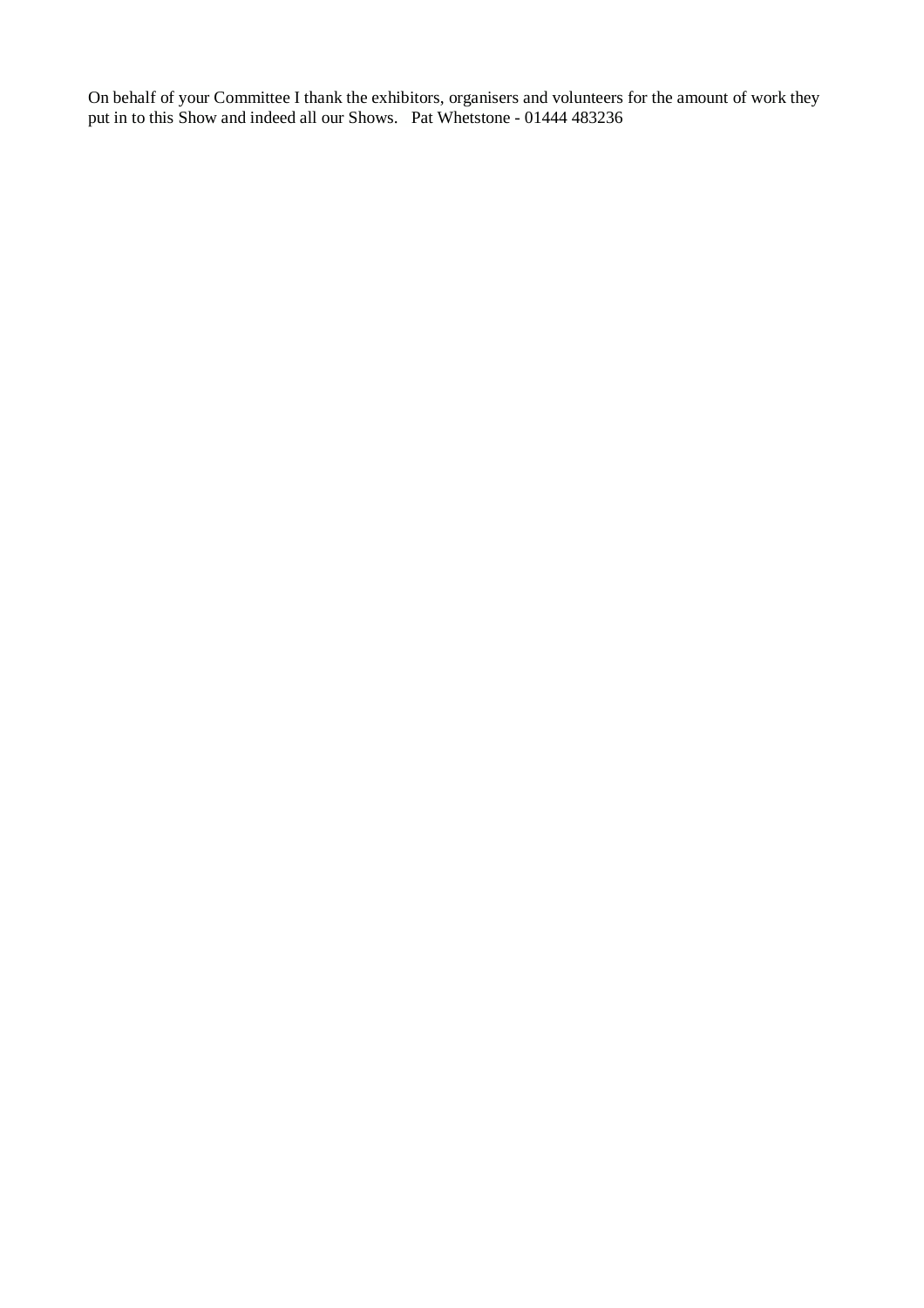On behalf of your Committee I thank the exhibitors, organisers and volunteers for the amount of work they put in to this Show and indeed all our Shows. Pat Whetstone - 01444 483236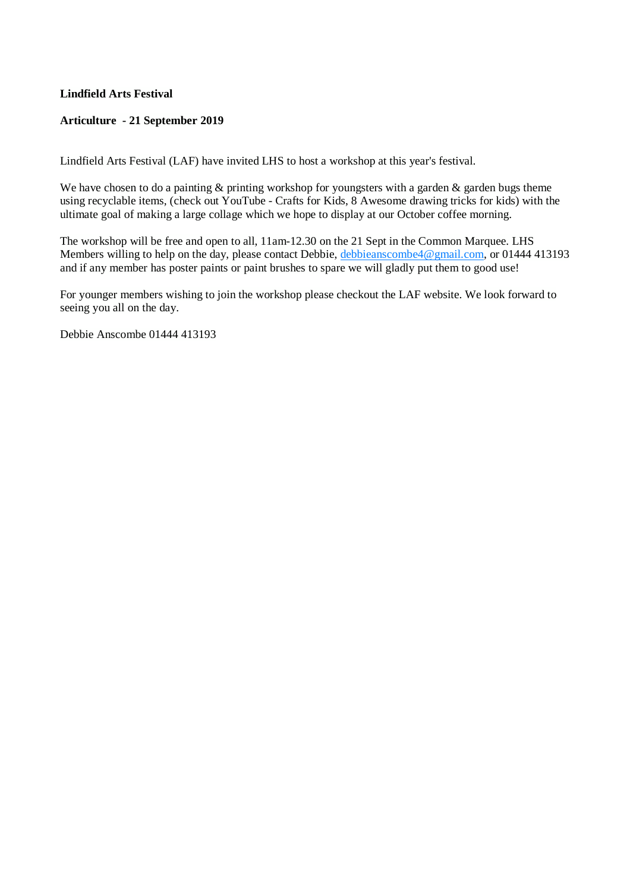**Lindfield Arts Festival**

**Articulture - 21 September 2019**

Lindfield Arts Festival (LAF) have invited LHS to host a workshop at this year's festival.

We have chosen to do a painting & printing workshop for youngsters with a garden & garden bugs theme using recyclable items, (check out YouTube - Crafts for Kids, 8 Awesome drawing tricks for kids) with the ultimate goal of making a large collage which we hope to display at our October coffee morning.

The workshop will be free and open to all, 11am-12.30 on the 21 Sept in the Common Marquee. LHS Members willing to help on the day, please contact Debbie, debbieanscombe4@gmail.com, or 01444 413193 and if any member has poster paints or paint brushes to spare we will gladly put them to good use!

For younger members wishing to join the workshop please checkout the LAF website. We look forward to seeing you all on the day.

Debbie Anscombe 01444 413193